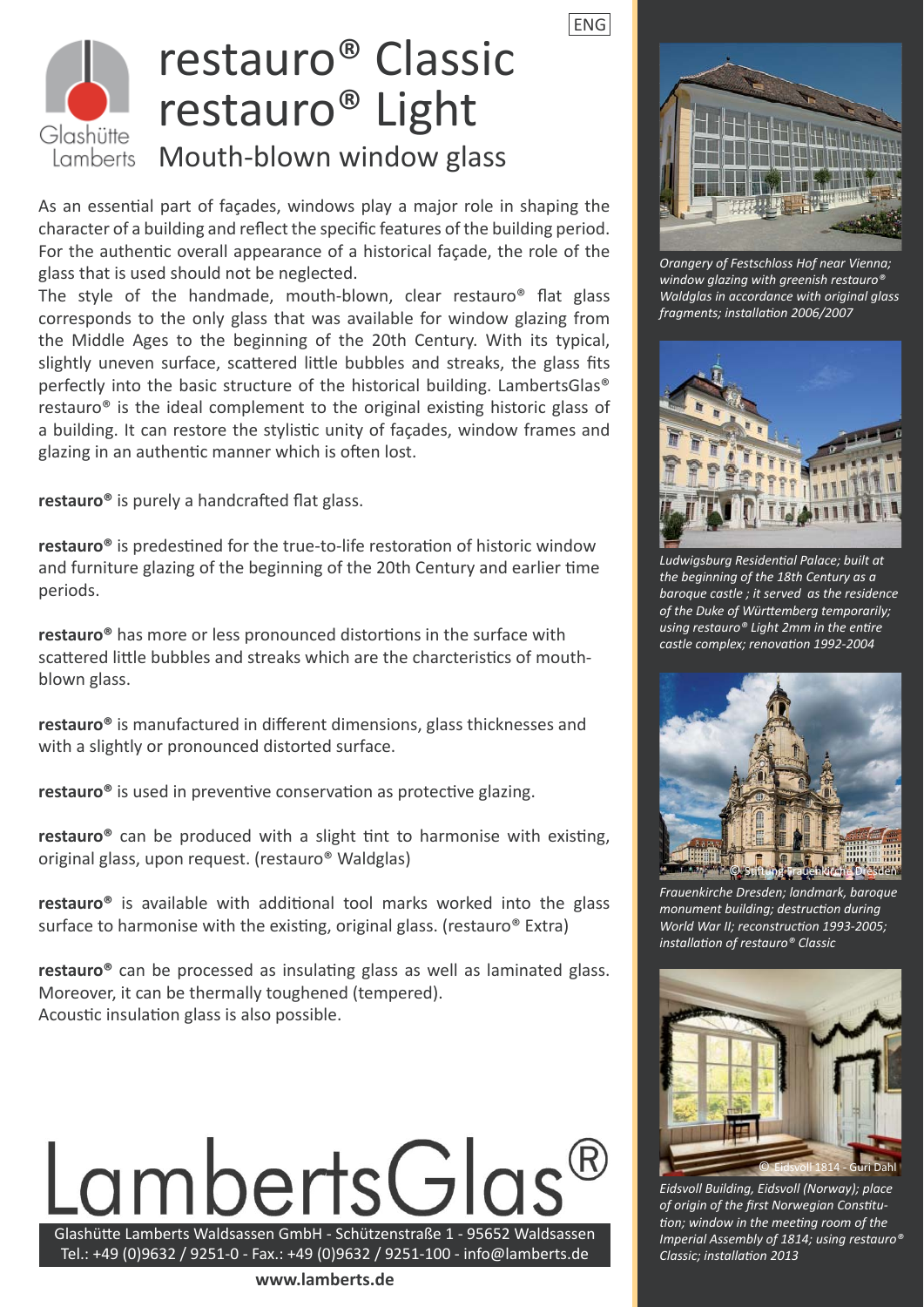ENG

Glashütte Lamberts

# restauro® Classic
# restauro® Light
## Mouth-blown window glass

As an essential part of façades, windows play a major role in shaping the character of a building and reflect the specific features of the building period. For the authentic overall appearance of a historical façade, the role of the glass that is used should not be neglected.
The style of the handmade, mouth-blown, clear restauro® flat glass corresponds to the only glass that was available for window glazing from the Middle Ages to the beginning of the 20th Century. With its typical, slightly uneven surface, scattered little bubbles and streaks, the glass fits perfectly into the basic structure of the historical building. LambertsGlas® restauro® is the ideal complement to the original existing historic glass of a building. It can restore the stylistic unity of façades, window frames and glazing in an authentic manner which is often lost.

**restauro®** is purely a handcrafted flat glass.

**restauro®** is predestined for the true-to-life restoration of historic window and furniture glazing of the beginning of the 20th Century and earlier time periods.

**restauro®** has more or less pronounced distortions in the surface with scattered little bubbles and streaks which are the charcteristics of mouth-blown glass.

**restauro®** is manufactured in different dimensions, glass thicknesses and with a slightly or pronounced distorted surface.

**restauro®** is used in preventive conservation as protective glazing.

**restauro®** can be produced with a slight tint to harmonise with existing, original glass, upon request. (restauro® Waldglas)

**restauro®** is available with additional tool marks worked into the glass surface to harmonise with the existing, original glass. (restauro® Extra)

**restauro®** can be processed as insulating glass as well as laminated glass. Moreover, it can be thermally toughened (tempered).
Acoustic insulation glass is also possible.

*Orangery of Festschloss Hof near Vienna; window glazing with greenish restauro® Waldglas in accordance with original glass fragments; installation 2006/2007*

*Ludwigsburg Residential Palace; built at the beginning of the 18th Century as a baroque castle ; it served as the residence of the Duke of Württemberg temporarily; using restauro® Light 2mm in the entire castle complex; renovation 1992-2004*

© Stiftung Frauenkirche Dresden

*Frauenkirche Dresden; landmark, baroque monument building; destruction during World War II; reconstruction 1993-2005; installation of restauro® Classic*

© Eidsvoll 1814 - Guri Dahl

*Eidsvoll Building, Eidsvoll (Norway); place of origin of the first Norwegian Constitution; window in the meeting room of the Imperial Assembly of 1814; using restauro® Classic; installation 2013*

LambertsGlas®

Glashütte Lamberts Waldsassen GmbH - Schützenstraße 1 - 95652 Waldsassen
Tel.: +49 (0)9632 / 9251-0 - Fax.: +49 (0)9632 / 9251-100 - info@lamberts.de

**www.lamberts.de**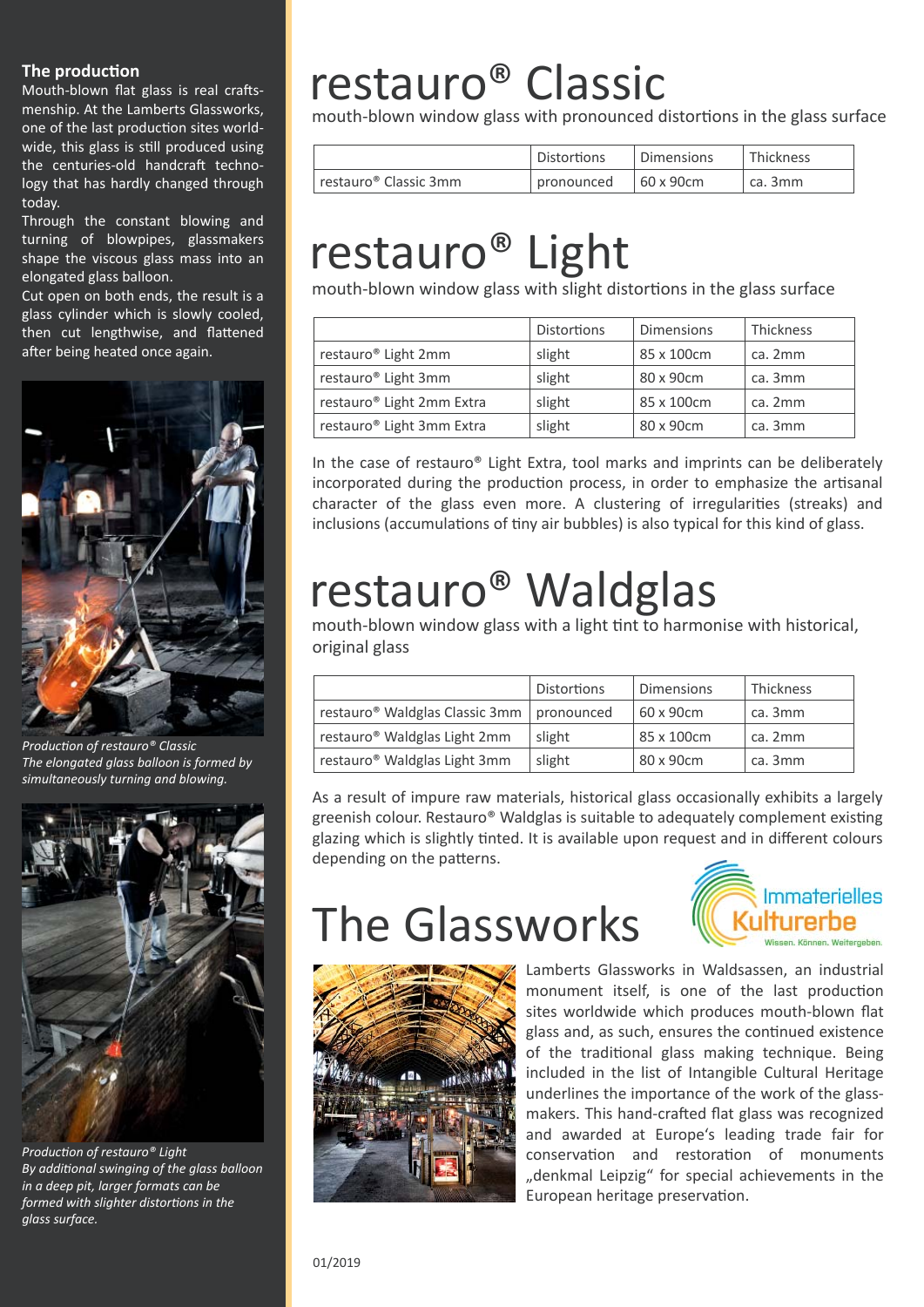## The production

Mouth-blown flat glass is real craftsmenship. At the Lamberts Glassworks, one of the last production sites worldwide, this glass is still produced using the centuries-old handcraft technology that has hardly changed through today.

Through the constant blowing and turning of blowpipes, glassmakers shape the viscous glass mass into an elongated glass balloon.

Cut open on both ends, the result is a glass cylinder which is slowly cooled, then cut lengthwise, and flattened after being heated once again.

*Production of restauro® Classic*
*The elongated glass balloon is formed by simultaneously turning and blowing.*

*Production of restauro® Light*
*By additional swinging of the glass balloon in a deep pit, larger formats can be formed with slighter distortions in the glass surface.*

# restauro® Classic

mouth-blown window glass with pronounced distortions in the glass surface

| | Distortions | Dimensions | Thickness |
|---|---|---|---|
| restauro® Classic 3mm | pronounced | 60 x 90cm | ca. 3mm |

# restauro® Light

mouth-blown window glass with slight distortions in the glass surface

| | Distortions | Dimensions | Thickness |
|---|---|---|---|
| restauro® Light 2mm | slight | 85 x 100cm | ca. 2mm |
| restauro® Light 3mm | slight | 80 x 90cm | ca. 3mm |
| restauro® Light 2mm Extra | slight | 85 x 100cm | ca. 2mm |
| restauro® Light 3mm Extra | slight | 80 x 90cm | ca. 3mm |

In the case of restauro® Light Extra, tool marks and imprints can be deliberately incorporated during the production process, in order to emphasize the artisanal character of the glass even more. A clustering of irregularities (streaks) and inclusions (accumulations of tiny air bubbles) is also typical for this kind of glass.

# restauro® Waldglas

mouth-blown window glass with a light tint to harmonise with historical, original glass

| | Distortions | Dimensions | Thickness |
|---|---|---|---|
| restauro® Waldglas Classic 3mm | pronounced | 60 x 90cm | ca. 3mm |
| restauro® Waldglas Light 2mm | slight | 85 x 100cm | ca. 2mm |
| restauro® Waldglas Light 3mm | slight | 80 x 90cm | ca. 3mm |

As a result of impure raw materials, historical glass occasionally exhibits a largely greenish colour. Restauro® Waldglas is suitable to adequately complement existing glazing which is slightly tinted. It is available upon request and in different colours depending on the patterns.

# The Glassworks

Immaterielles Kulturerbe
Wissen. Können. Weitergeben.

Lamberts Glassworks in Waldsassen, an industrial monument itself, is one of the last production sites worldwide which produces mouth-blown flat glass and, as such, ensures the continued existence of the traditional glass making technique. Being included in the list of Intangible Cultural Heritage underlines the importance of the work of the glassmakers. This hand-crafted flat glass was recognized and awarded at Europe's leading trade fair for conservation and restoration of monuments „denkmal Leipzig" for special achievements in the European heritage preservation.

01/2019